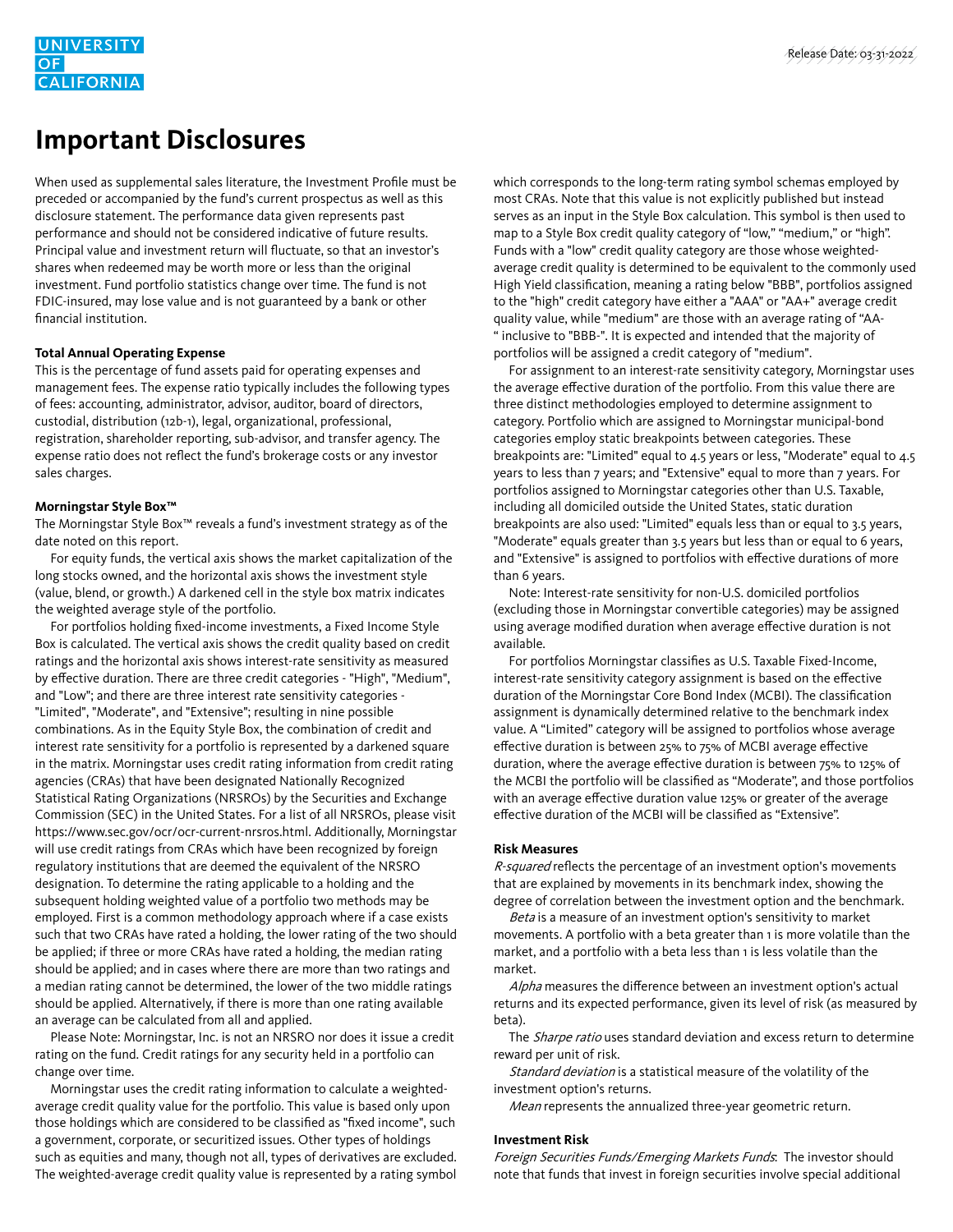# Important Disclosures

When used as supplemental sales literature, the Investment Profile must be preceded or accompanied by the fund's current prospectus as well as this disclosure statement. The performance data given represents past performance and should not be considered indicative of future results. Principal value and investment return will fluctuate, so that an investor's shares when redeemed may be worth more or less than the original investment. Fund portfolio statistics change over time. The fund is not FDIC-insured, may lose value and is not guaranteed by a bank or other financial institution.

**Total Annual Operating Expense**
This is the percentage of fund assets paid for operating expenses and management fees. The expense ratio typically includes the following types of fees: accounting, administrator, advisor, auditor, board of directors, custodial, distribution (12b-1), legal, organizational, professional, registration, shareholder reporting, sub-advisor, and transfer agency. The expense ratio does not reflect the fund's brokerage costs or any investor sales charges.

**Morningstar Style Box™**
The Morningstar Style Box™ reveals a fund's investment strategy as of the date noted on this report.

For equity funds, the vertical axis shows the market capitalization of the long stocks owned, and the horizontal axis shows the investment style (value, blend, or growth.) A darkened cell in the style box matrix indicates the weighted average style of the portfolio.

For portfolios holding fixed-income investments, a Fixed Income Style Box is calculated. The vertical axis shows the credit quality based on credit ratings and the horizontal axis shows interest-rate sensitivity as measured by effective duration. There are three credit categories - "High", "Medium", and "Low"; and there are three interest rate sensitivity categories - "Limited", "Moderate", and "Extensive"; resulting in nine possible combinations. As in the Equity Style Box, the combination of credit and interest rate sensitivity for a portfolio is represented by a darkened square in the matrix. Morningstar uses credit rating information from credit rating agencies (CRAs) that have been designated Nationally Recognized Statistical Rating Organizations (NRSROs) by the Securities and Exchange Commission (SEC) in the United States. For a list of all NRSROs, please visit https://www.sec.gov/ocr/ocr-current-nrsros.html. Additionally, Morningstar will use credit ratings from CRAs which have been recognized by foreign regulatory institutions that are deemed the equivalent of the NRSRO designation. To determine the rating applicable to a holding and the subsequent holding weighted value of a portfolio two methods may be employed. First is a common methodology approach where if a case exists such that two CRAs have rated a holding, the lower rating of the two should be applied; if three or more CRAs have rated a holding, the median rating should be applied; and in cases where there are more than two ratings and a median rating cannot be determined, the lower of the two middle ratings should be applied. Alternatively, if there is more than one rating available an average can be calculated from all and applied.

Please Note: Morningstar, Inc. is not an NRSRO nor does it issue a credit rating on the fund. Credit ratings for any security held in a portfolio can change over time.

Morningstar uses the credit rating information to calculate a weighted-average credit quality value for the portfolio. This value is based only upon those holdings which are considered to be classified as "fixed income", such a government, corporate, or securitized issues. Other types of holdings such as equities and many, though not all, types of derivatives are excluded. The weighted-average credit quality value is represented by a rating symbol which corresponds to the long-term rating symbol schemas employed by most CRAs. Note that this value is not explicitly published but instead serves as an input in the Style Box calculation. This symbol is then used to map to a Style Box credit quality category of "low," "medium," or "high". Funds with a "low" credit quality category are those whose weighted-average credit quality is determined to be equivalent to the commonly used High Yield classification, meaning a rating below "BBB", portfolios assigned to the "high" credit category have either a "AAA" or "AA+" average credit quality value, while "medium" are those with an average rating of "AA-" inclusive to "BBB-". It is expected and intended that the majority of portfolios will be assigned a credit category of "medium".

For assignment to an interest-rate sensitivity category, Morningstar uses the average effective duration of the portfolio. From this value there are three distinct methodologies employed to determine assignment to category. Portfolio which are assigned to Morningstar municipal-bond categories employ static breakpoints between categories. These breakpoints are: "Limited" equal to 4.5 years or less, "Moderate" equal to 4.5 years to less than 7 years; and "Extensive" equal to more than 7 years. For portfolios assigned to Morningstar categories other than U.S. Taxable, including all domiciled outside the United States, static duration breakpoints are also used: "Limited" equals less than or equal to 3.5 years, "Moderate" equals greater than 3.5 years but less than or equal to 6 years, and "Extensive" is assigned to portfolios with effective durations of more than 6 years.

Note: Interest-rate sensitivity for non-U.S. domiciled portfolios (excluding those in Morningstar convertible categories) may be assigned using average modified duration when average effective duration is not available.

For portfolios Morningstar classifies as U.S. Taxable Fixed-Income, interest-rate sensitivity category assignment is based on the effective duration of the Morningstar Core Bond Index (MCBI). The classification assignment is dynamically determined relative to the benchmark index value. A "Limited" category will be assigned to portfolios whose average effective duration is between 25% to 75% of MCBI average effective duration, where the average effective duration is between 75% to 125% of the MCBI the portfolio will be classified as "Moderate", and those portfolios with an average effective duration value 125% or greater of the average effective duration of the MCBI will be classified as "Extensive".

**Risk Measures**
*R-squared* reflects the percentage of an investment option's movements that are explained by movements in its benchmark index, showing the degree of correlation between the investment option and the benchmark.

*Beta* is a measure of an investment option's sensitivity to market movements. A portfolio with a beta greater than 1 is more volatile than the market, and a portfolio with a beta less than 1 is less volatile than the market.

*Alpha* measures the difference between an investment option's actual returns and its expected performance, given its level of risk (as measured by beta).

The *Sharpe ratio* uses standard deviation and excess return to determine reward per unit of risk.

*Standard deviation* is a statistical measure of the volatility of the investment option's returns.

*Mean* represents the annualized three-year geometric return.

**Investment Risk**
*Foreign Securities Funds/Emerging Markets Funds*: The investor should note that funds that invest in foreign securities involve special additional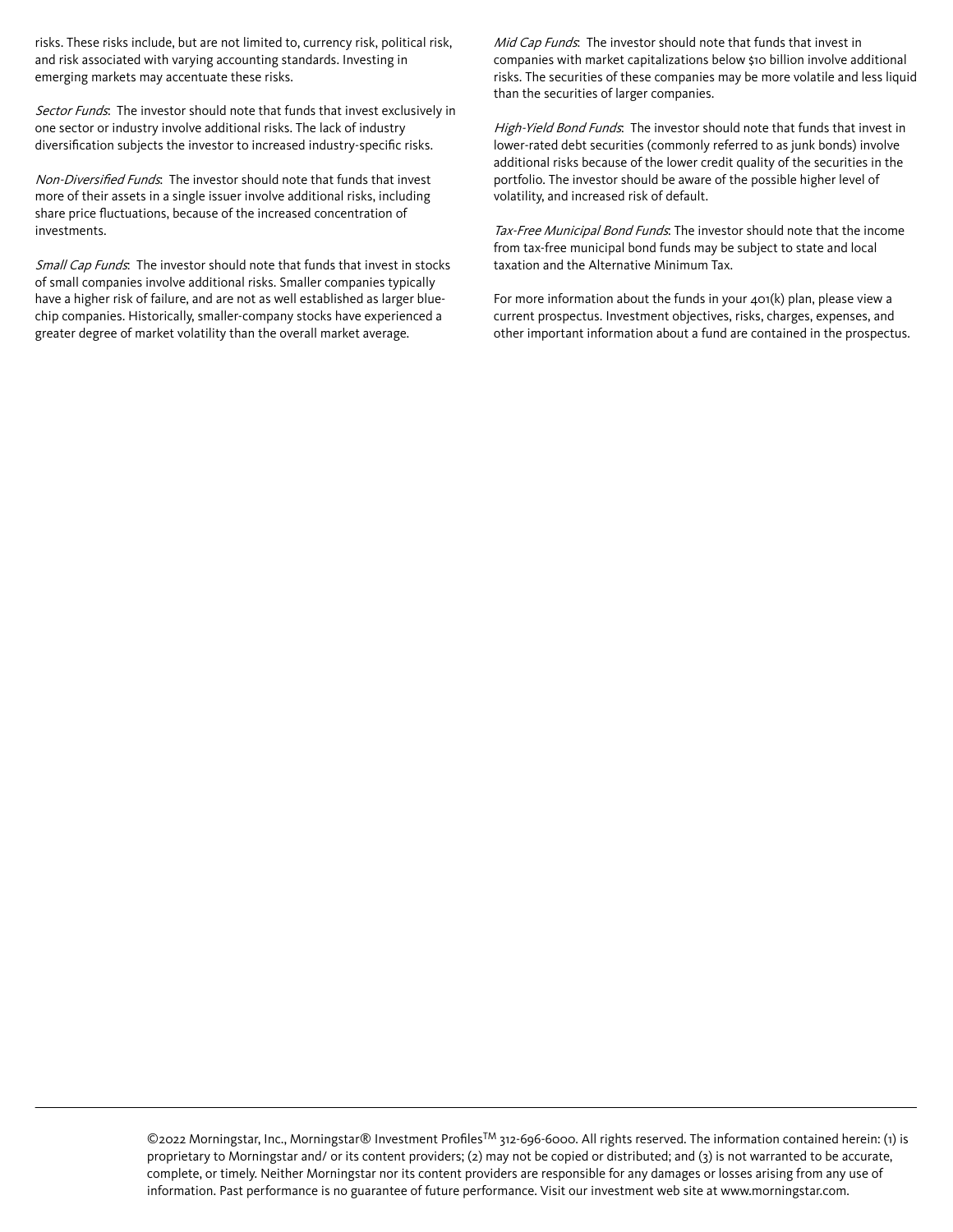risks. These risks include, but are not limited to, currency risk, political risk, and risk associated with varying accounting standards. Investing in emerging markets may accentuate these risks.

*Sector Funds*: The investor should note that funds that invest exclusively in one sector or industry involve additional risks. The lack of industry diversification subjects the investor to increased industry-specific risks.

*Non-Diversified Funds*: The investor should note that funds that invest more of their assets in a single issuer involve additional risks, including share price fluctuations, because of the increased concentration of investments.

*Small Cap Funds*: The investor should note that funds that invest in stocks of small companies involve additional risks. Smaller companies typically have a higher risk of failure, and are not as well established as larger blue-chip companies. Historically, smaller-company stocks have experienced a greater degree of market volatility than the overall market average.

*Mid Cap Funds*: The investor should note that funds that invest in companies with market capitalizations below $10 billion involve additional risks. The securities of these companies may be more volatile and less liquid than the securities of larger companies.

*High-Yield Bond Funds*: The investor should note that funds that invest in lower-rated debt securities (commonly referred to as junk bonds) involve additional risks because of the lower credit quality of the securities in the portfolio. The investor should be aware of the possible higher level of volatility, and increased risk of default.

*Tax-Free Municipal Bond Funds*: The investor should note that the income from tax-free municipal bond funds may be subject to state and local taxation and the Alternative Minimum Tax.

For more information about the funds in your 401(k) plan, please view a current prospectus. Investment objectives, risks, charges, expenses, and other important information about a fund are contained in the prospectus.

©2022 Morningstar, Inc., Morningstar® Investment Profiles™ 312-696-6000. All rights reserved. The information contained herein: (1) is proprietary to Morningstar and/ or its content providers; (2) may not be copied or distributed; and (3) is not warranted to be accurate, complete, or timely. Neither Morningstar nor its content providers are responsible for any damages or losses arising from any use of information. Past performance is no guarantee of future performance. Visit our investment web site at www.morningstar.com.